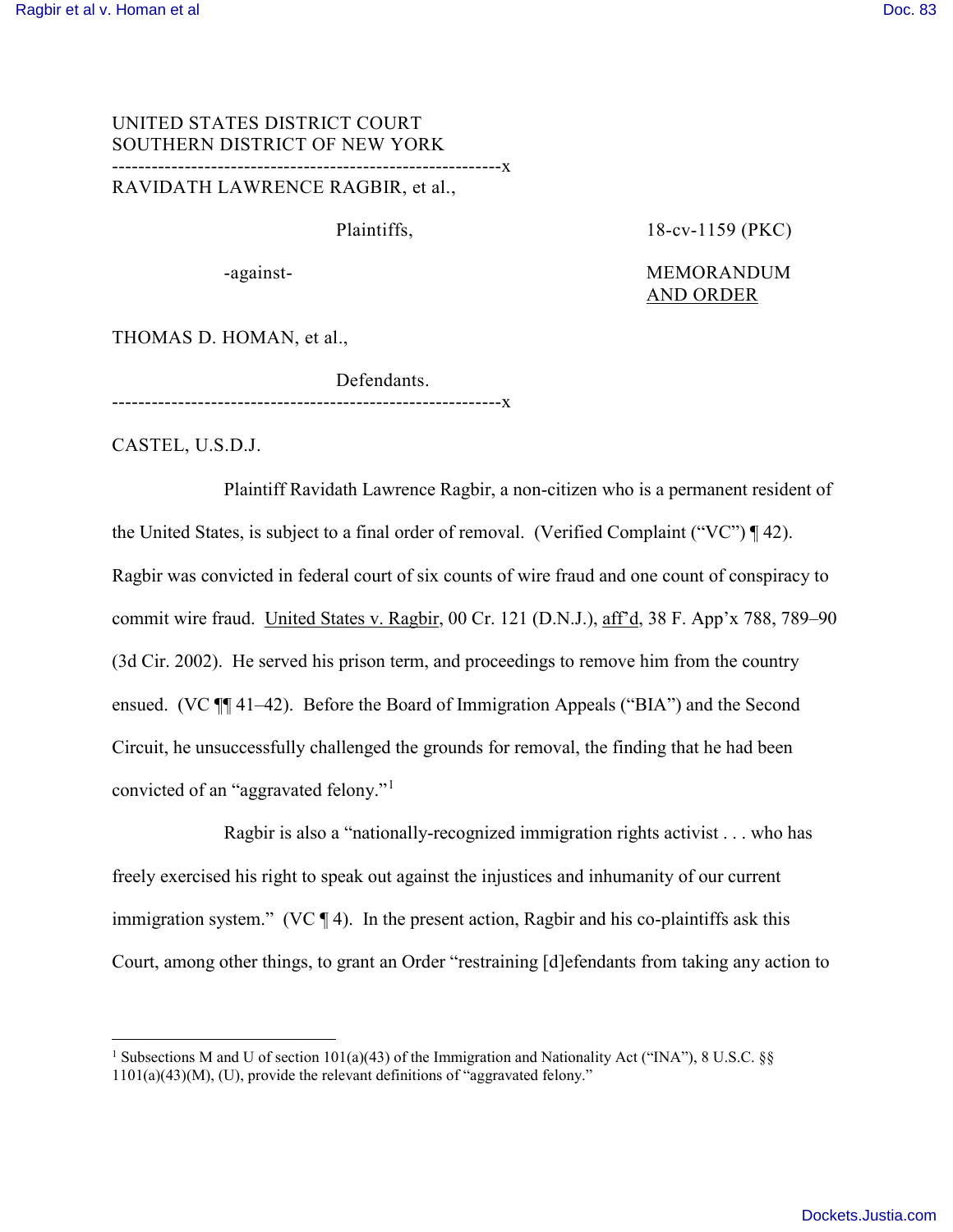UNITED STATES DISTRICT COURT
SOUTHERN DISTRICT OF NEW YORK

-----------------------------------------------------------x

RAVIDATH LAWRENCE RAGBIR, et al.,

Plaintiffs,

18-cv-1159 (PKC)

-against-

MEMORANDUM AND ORDER

THOMAS D. HOMAN, et al.,

Defendants.

-----------------------------------------------------------x

CASTEL, U.S.D.J.

Plaintiff Ravidath Lawrence Ragbir, a non-citizen who is a permanent resident of the United States, is subject to a final order of removal. (Verified Complaint ("VC") ¶ 42). Ragbir was convicted in federal court of six counts of wire fraud and one count of conspiracy to commit wire fraud. United States v. Ragbir, 00 Cr. 121 (D.N.J.), aff'd, 38 F. App'x 788, 789–90 (3d Cir. 2002). He served his prison term, and proceedings to remove him from the country ensued. (VC ¶¶ 41–42). Before the Board of Immigration Appeals ("BIA") and the Second Circuit, he unsuccessfully challenged the grounds for removal, the finding that he had been convicted of an "aggravated felony."[1]

Ragbir is also a "nationally-recognized immigration rights activist . . . who has freely exercised his right to speak out against the injustices and inhumanity of our current immigration system." (VC ¶ 4). In the present action, Ragbir and his co-plaintiffs ask this Court, among other things, to grant an Order "restraining [d]efendants from taking any action to

---

[1] Subsections M and U of section 101(a)(43) of the Immigration and Nationality Act ("INA"), 8 U.S.C. §§ 1101(a)(43)(M), (U), provide the relevant definitions of "aggravated felony."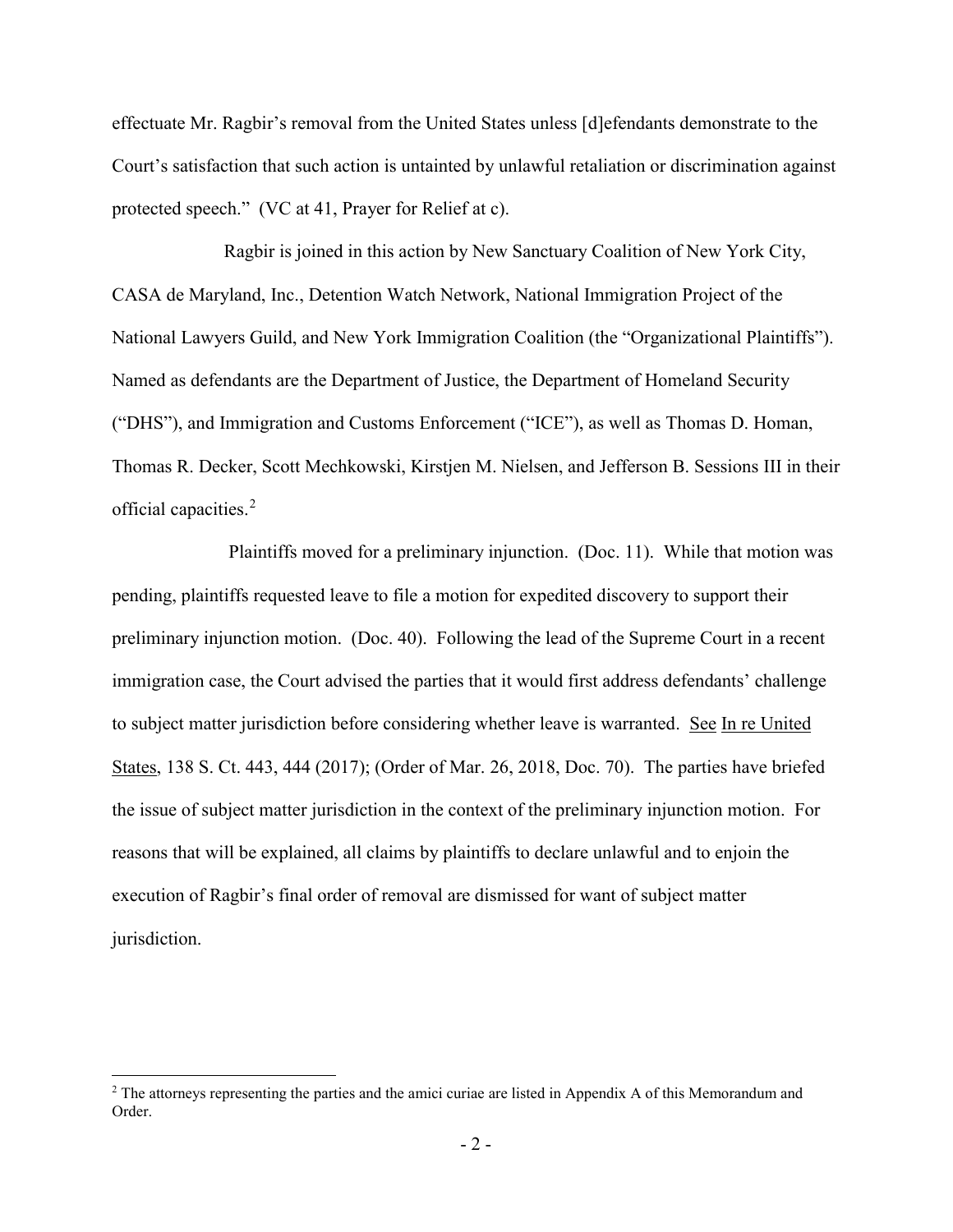effectuate Mr. Ragbir's removal from the United States unless [d]efendants demonstrate to the Court's satisfaction that such action is untainted by unlawful retaliation or discrimination against protected speech." (VC at 41, Prayer for Relief at c).

Ragbir is joined in this action by New Sanctuary Coalition of New York City, CASA de Maryland, Inc., Detention Watch Network, National Immigration Project of the National Lawyers Guild, and New York Immigration Coalition (the "Organizational Plaintiffs"). Named as defendants are the Department of Justice, the Department of Homeland Security ("DHS"), and Immigration and Customs Enforcement ("ICE"), as well as Thomas D. Homan, Thomas R. Decker, Scott Mechkowski, Kirstjen M. Nielsen, and Jefferson B. Sessions III in their official capacities.[2]

Plaintiffs moved for a preliminary injunction. (Doc. 11). While that motion was pending, plaintiffs requested leave to file a motion for expedited discovery to support their preliminary injunction motion. (Doc. 40). Following the lead of the Supreme Court in a recent immigration case, the Court advised the parties that it would first address defendants' challenge to subject matter jurisdiction before considering whether leave is warranted. See In re United States, 138 S. Ct. 443, 444 (2017); (Order of Mar. 26, 2018, Doc. 70). The parties have briefed the issue of subject matter jurisdiction in the context of the preliminary injunction motion. For reasons that will be explained, all claims by plaintiffs to declare unlawful and to enjoin the execution of Ragbir's final order of removal are dismissed for want of subject matter jurisdiction.

[2] The attorneys representing the parties and the amici curiae are listed in Appendix A of this Memorandum and Order.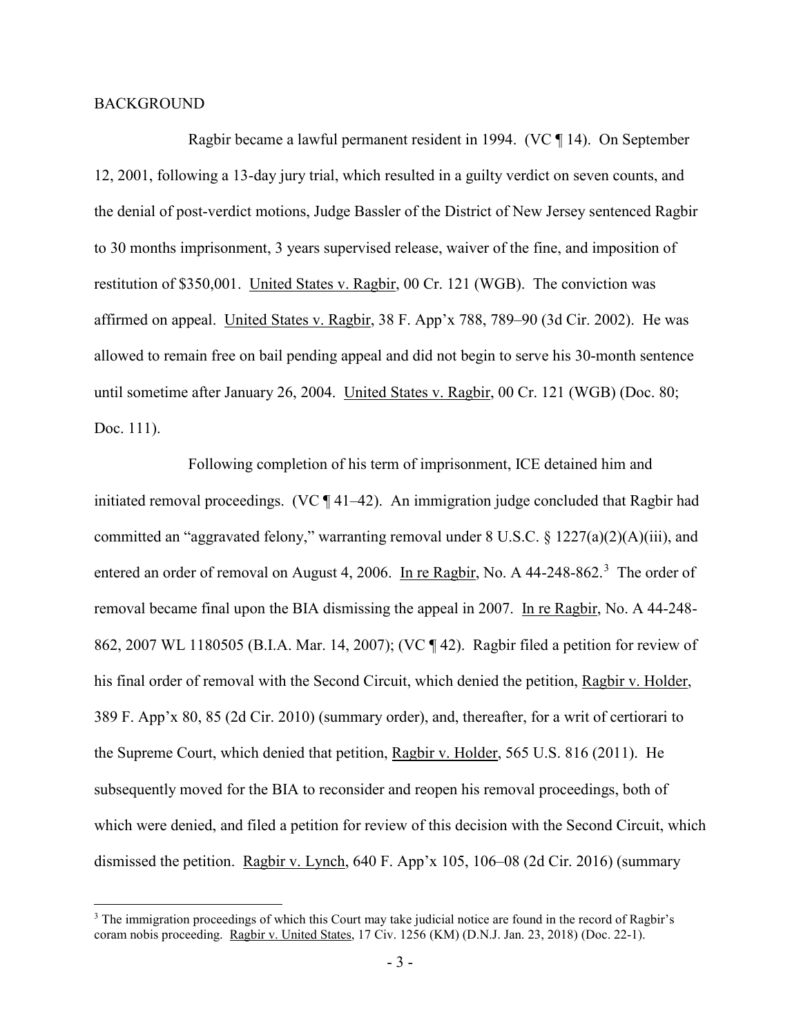BACKGROUND

Ragbir became a lawful permanent resident in 1994. (VC ¶ 14). On September 12, 2001, following a 13-day jury trial, which resulted in a guilty verdict on seven counts, and the denial of post-verdict motions, Judge Bassler of the District of New Jersey sentenced Ragbir to 30 months imprisonment, 3 years supervised release, waiver of the fine, and imposition of restitution of $350,001. United States v. Ragbir, 00 Cr. 121 (WGB). The conviction was affirmed on appeal. United States v. Ragbir, 38 F. App'x 788, 789–90 (3d Cir. 2002). He was allowed to remain free on bail pending appeal and did not begin to serve his 30-month sentence until sometime after January 26, 2004. United States v. Ragbir, 00 Cr. 121 (WGB) (Doc. 80; Doc. 111).

Following completion of his term of imprisonment, ICE detained him and initiated removal proceedings. (VC ¶ 41–42). An immigration judge concluded that Ragbir had committed an "aggravated felony," warranting removal under 8 U.S.C. § 1227(a)(2)(A)(iii), and entered an order of removal on August 4, 2006. In re Ragbir, No. A 44-248-862.[3] The order of removal became final upon the BIA dismissing the appeal in 2007. In re Ragbir, No. A 44-248-862, 2007 WL 1180505 (B.I.A. Mar. 14, 2007); (VC ¶ 42). Ragbir filed a petition for review of his final order of removal with the Second Circuit, which denied the petition, Ragbir v. Holder, 389 F. App'x 80, 85 (2d Cir. 2010) (summary order), and, thereafter, for a writ of certiorari to the Supreme Court, which denied that petition, Ragbir v. Holder, 565 U.S. 816 (2011). He subsequently moved for the BIA to reconsider and reopen his removal proceedings, both of which were denied, and filed a petition for review of this decision with the Second Circuit, which dismissed the petition. Ragbir v. Lynch, 640 F. App'x 105, 106–08 (2d Cir. 2016) (summary

---

[3] The immigration proceedings of which this Court may take judicial notice are found in the record of Ragbir's coram nobis proceeding. Ragbir v. United States, 17 Civ. 1256 (KM) (D.N.J. Jan. 23, 2018) (Doc. 22-1).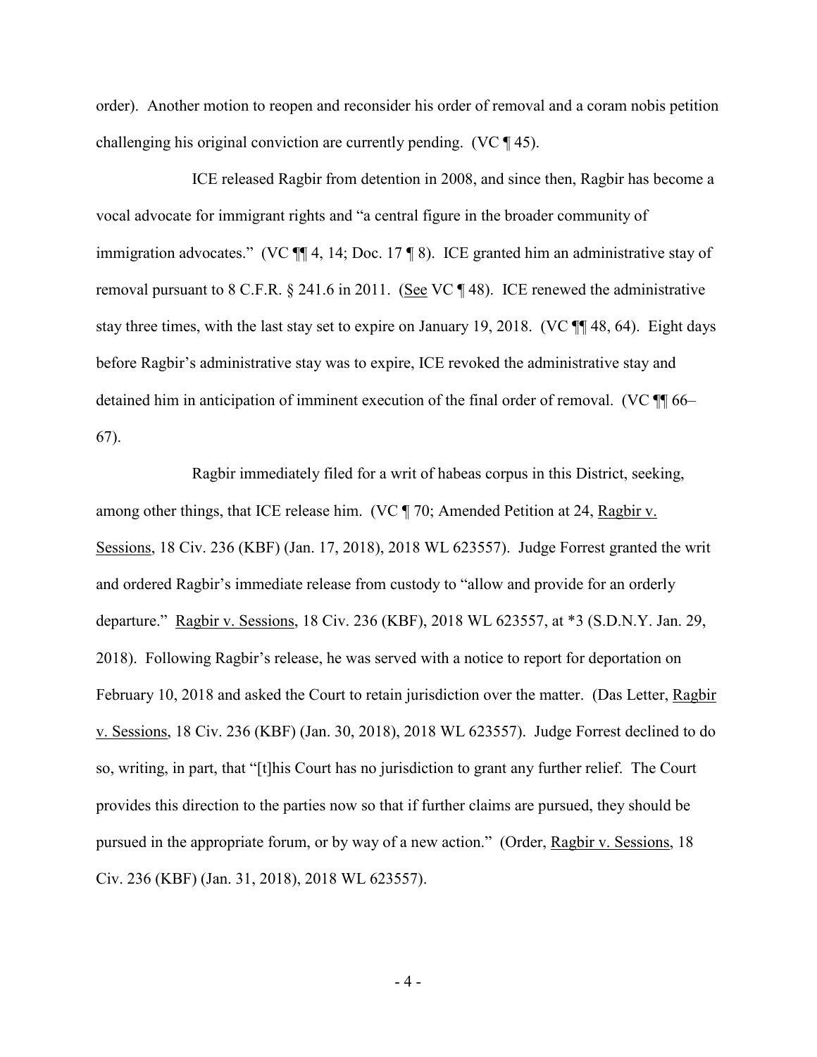order). Another motion to reopen and reconsider his order of removal and a coram nobis petition challenging his original conviction are currently pending. (VC ¶ 45).

ICE released Ragbir from detention in 2008, and since then, Ragbir has become a vocal advocate for immigrant rights and "a central figure in the broader community of immigration advocates." (VC ¶¶ 4, 14; Doc. 17 ¶ 8). ICE granted him an administrative stay of removal pursuant to 8 C.F.R. § 241.6 in 2011. (See VC ¶ 48). ICE renewed the administrative stay three times, with the last stay set to expire on January 19, 2018. (VC ¶¶ 48, 64). Eight days before Ragbir's administrative stay was to expire, ICE revoked the administrative stay and detained him in anticipation of imminent execution of the final order of removal. (VC ¶¶ 66–67).

Ragbir immediately filed for a writ of habeas corpus in this District, seeking, among other things, that ICE release him. (VC ¶ 70; Amended Petition at 24, Ragbir v. Sessions, 18 Civ. 236 (KBF) (Jan. 17, 2018), 2018 WL 623557). Judge Forrest granted the writ and ordered Ragbir's immediate release from custody to "allow and provide for an orderly departure." Ragbir v. Sessions, 18 Civ. 236 (KBF), 2018 WL 623557, at *3 (S.D.N.Y. Jan. 29, 2018). Following Ragbir's release, he was served with a notice to report for deportation on February 10, 2018 and asked the Court to retain jurisdiction over the matter. (Das Letter, Ragbir v. Sessions, 18 Civ. 236 (KBF) (Jan. 30, 2018), 2018 WL 623557). Judge Forrest declined to do so, writing, in part, that "[t]his Court has no jurisdiction to grant any further relief. The Court provides this direction to the parties now so that if further claims are pursued, they should be pursued in the appropriate forum, or by way of a new action." (Order, Ragbir v. Sessions, 18 Civ. 236 (KBF) (Jan. 31, 2018), 2018 WL 623557).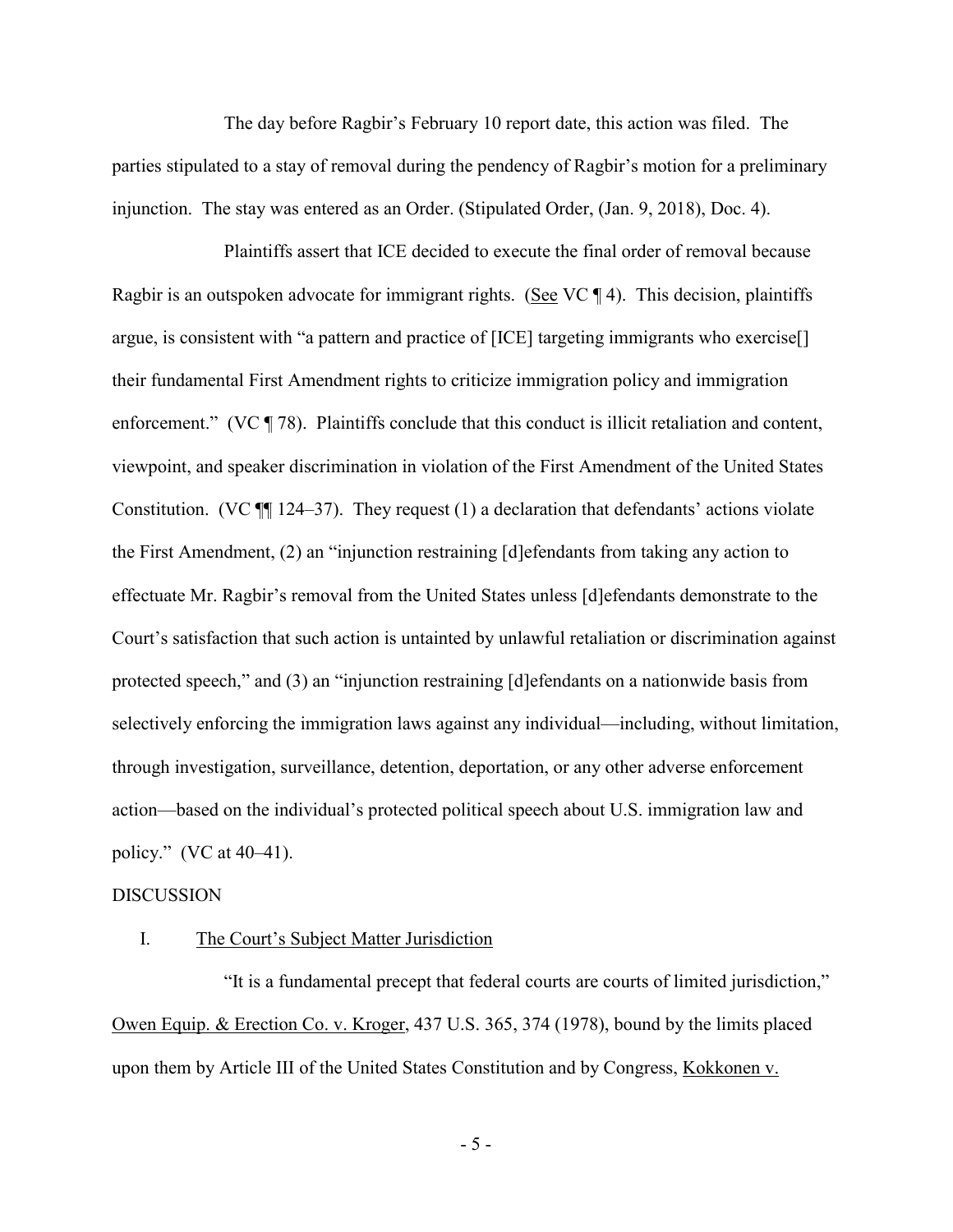The day before Ragbir's February 10 report date, this action was filed. The parties stipulated to a stay of removal during the pendency of Ragbir's motion for a preliminary injunction. The stay was entered as an Order. (Stipulated Order, (Jan. 9, 2018), Doc. 4).

Plaintiffs assert that ICE decided to execute the final order of removal because Ragbir is an outspoken advocate for immigrant rights. (See VC ¶ 4). This decision, plaintiffs argue, is consistent with "a pattern and practice of [ICE] targeting immigrants who exercise[] their fundamental First Amendment rights to criticize immigration policy and immigration enforcement." (VC ¶ 78). Plaintiffs conclude that this conduct is illicit retaliation and content, viewpoint, and speaker discrimination in violation of the First Amendment of the United States Constitution. (VC ¶¶ 124–37). They request (1) a declaration that defendants' actions violate the First Amendment, (2) an "injunction restraining [d]efendants from taking any action to effectuate Mr. Ragbir's removal from the United States unless [d]efendants demonstrate to the Court's satisfaction that such action is untainted by unlawful retaliation or discrimination against protected speech," and (3) an "injunction restraining [d]efendants on a nationwide basis from selectively enforcing the immigration laws against any individual—including, without limitation, through investigation, surveillance, detention, deportation, or any other adverse enforcement action—based on the individual's protected political speech about U.S. immigration law and policy." (VC at 40–41).

DISCUSSION

I. The Court's Subject Matter Jurisdiction

"It is a fundamental precept that federal courts are courts of limited jurisdiction," Owen Equip. & Erection Co. v. Kroger, 437 U.S. 365, 374 (1978), bound by the limits placed upon them by Article III of the United States Constitution and by Congress, Kokkonen v.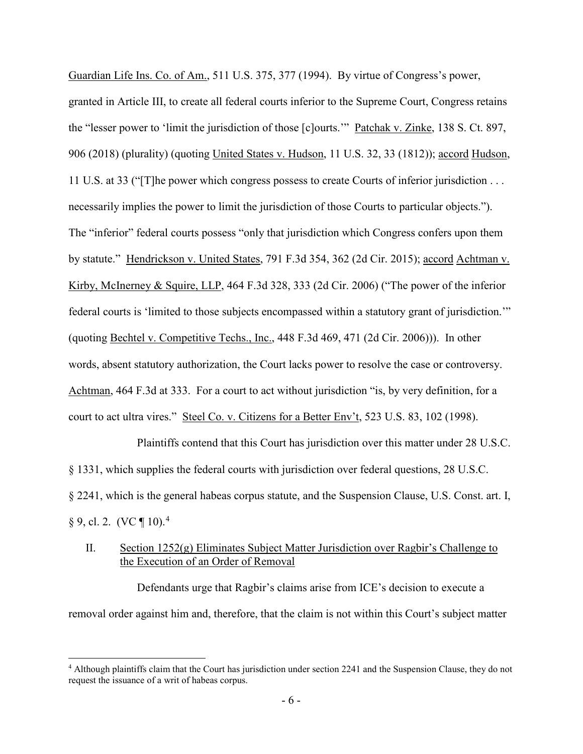Guardian Life Ins. Co. of Am., 511 U.S. 375, 377 (1994). By virtue of Congress's power, granted in Article III, to create all federal courts inferior to the Supreme Court, Congress retains the "lesser power to 'limit the jurisdiction of those [c]ourts.'" Patchak v. Zinke, 138 S. Ct. 897, 906 (2018) (plurality) (quoting United States v. Hudson, 11 U.S. 32, 33 (1812)); accord Hudson, 11 U.S. at 33 ("[T]he power which congress possess to create Courts of inferior jurisdiction . . . necessarily implies the power to limit the jurisdiction of those Courts to particular objects."). The "inferior" federal courts possess "only that jurisdiction which Congress confers upon them by statute." Hendrickson v. United States, 791 F.3d 354, 362 (2d Cir. 2015); accord Achtman v. Kirby, McInerney & Squire, LLP, 464 F.3d 328, 333 (2d Cir. 2006) ("The power of the inferior federal courts is 'limited to those subjects encompassed within a statutory grant of jurisdiction.'" (quoting Bechtel v. Competitive Techs., Inc., 448 F.3d 469, 471 (2d Cir. 2006))). In other words, absent statutory authorization, the Court lacks power to resolve the case or controversy. Achtman, 464 F.3d at 333. For a court to act without jurisdiction "is, by very definition, for a court to act ultra vires." Steel Co. v. Citizens for a Better Env't, 523 U.S. 83, 102 (1998).

Plaintiffs contend that this Court has jurisdiction over this matter under 28 U.S.C. § 1331, which supplies the federal courts with jurisdiction over federal questions, 28 U.S.C. § 2241, which is the general habeas corpus statute, and the Suspension Clause, U.S. Const. art. I, § 9, cl. 2. (VC ¶ 10).[4]

## II. Section 1252(g) Eliminates Subject Matter Jurisdiction over Ragbir's Challenge to the Execution of an Order of Removal

Defendants urge that Ragbir's claims arise from ICE's decision to execute a removal order against him and, therefore, that the claim is not within this Court's subject matter

[4] Although plaintiffs claim that the Court has jurisdiction under section 2241 and the Suspension Clause, they do not request the issuance of a writ of habeas corpus.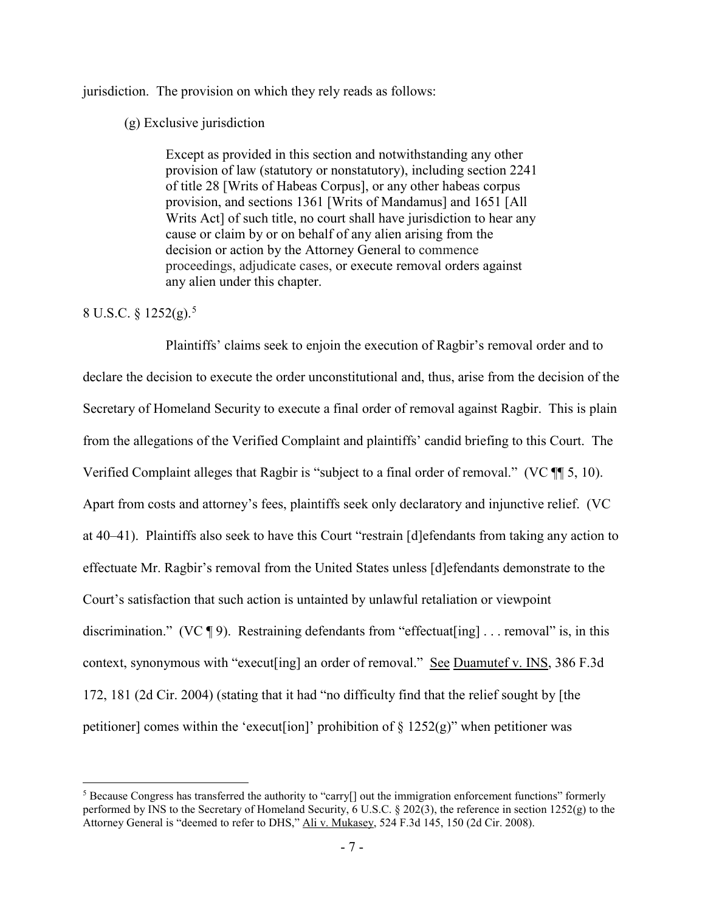jurisdiction. The provision on which they rely reads as follows:

(g) Exclusive jurisdiction

> Except as provided in this section and notwithstanding any other provision of law (statutory or nonstatutory), including section 2241 of title 28 [Writs of Habeas Corpus], or any other habeas corpus provision, and sections 1361 [Writs of Mandamus] and 1651 [All Writs Act] of such title, no court shall have jurisdiction to hear any cause or claim by or on behalf of any alien arising from the decision or action by the Attorney General to commence proceedings, adjudicate cases, or execute removal orders against any alien under this chapter.

8 U.S.C. § 1252(g).[5]

Plaintiffs' claims seek to enjoin the execution of Ragbir's removal order and to declare the decision to execute the order unconstitutional and, thus, arise from the decision of the Secretary of Homeland Security to execute a final order of removal against Ragbir. This is plain from the allegations of the Verified Complaint and plaintiffs' candid briefing to this Court. The Verified Complaint alleges that Ragbir is "subject to a final order of removal." (VC ¶¶ 5, 10). Apart from costs and attorney's fees, plaintiffs seek only declaratory and injunctive relief. (VC at 40–41). Plaintiffs also seek to have this Court "restrain [d]efendants from taking any action to effectuate Mr. Ragbir's removal from the United States unless [d]efendants demonstrate to the Court's satisfaction that such action is untainted by unlawful retaliation or viewpoint discrimination." (VC ¶ 9). Restraining defendants from "effectuat[ing] . . . removal" is, in this context, synonymous with "execut[ing] an order of removal." See Duamutef v. INS, 386 F.3d 172, 181 (2d Cir. 2004) (stating that it had "no difficulty find that the relief sought by [the petitioner] comes within the 'execut[ion]' prohibition of § 1252(g)" when petitioner was

[5] Because Congress has transferred the authority to "carry[] out the immigration enforcement functions" formerly performed by INS to the Secretary of Homeland Security, 6 U.S.C. § 202(3), the reference in section 1252(g) to the Attorney General is "deemed to refer to DHS," Ali v. Mukasey, 524 F.3d 145, 150 (2d Cir. 2008).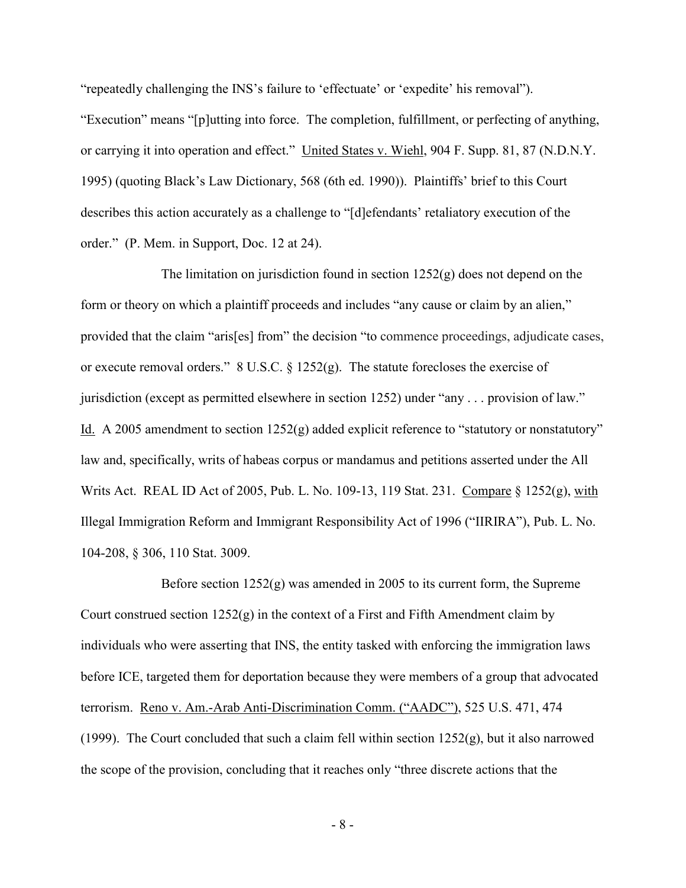"repeatedly challenging the INS's failure to 'effectuate' or 'expedite' his removal"). "Execution" means "[p]utting into force. The completion, fulfillment, or perfecting of anything, or carrying it into operation and effect." United States v. Wiehl, 904 F. Supp. 81, 87 (N.D.N.Y. 1995) (quoting Black's Law Dictionary, 568 (6th ed. 1990)). Plaintiffs' brief to this Court describes this action accurately as a challenge to "[d]efendants' retaliatory execution of the order." (P. Mem. in Support, Doc. 12 at 24).

The limitation on jurisdiction found in section 1252(g) does not depend on the form or theory on which a plaintiff proceeds and includes "any cause or claim by an alien," provided that the claim "aris[es] from" the decision "to commence proceedings, adjudicate cases, or execute removal orders." 8 U.S.C. § 1252(g). The statute forecloses the exercise of jurisdiction (except as permitted elsewhere in section 1252) under "any . . . provision of law." Id. A 2005 amendment to section 1252(g) added explicit reference to "statutory or nonstatutory" law and, specifically, writs of habeas corpus or mandamus and petitions asserted under the All Writs Act. REAL ID Act of 2005, Pub. L. No. 109-13, 119 Stat. 231. Compare § 1252(g), with Illegal Immigration Reform and Immigrant Responsibility Act of 1996 ("IIRIRA"), Pub. L. No. 104-208, § 306, 110 Stat. 3009.

Before section 1252(g) was amended in 2005 to its current form, the Supreme Court construed section 1252(g) in the context of a First and Fifth Amendment claim by individuals who were asserting that INS, the entity tasked with enforcing the immigration laws before ICE, targeted them for deportation because they were members of a group that advocated terrorism. Reno v. Am.-Arab Anti-Discrimination Comm. ("AADC"), 525 U.S. 471, 474 (1999). The Court concluded that such a claim fell within section 1252(g), but it also narrowed the scope of the provision, concluding that it reaches only "three discrete actions that the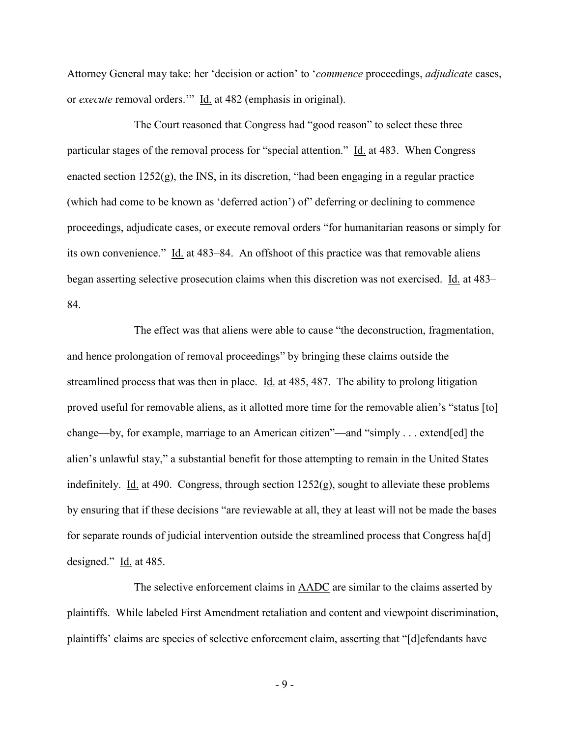Attorney General may take: her 'decision or action' to '*commence* proceedings, *adjudicate* cases, or *execute* removal orders.'" Id. at 482 (emphasis in original).

The Court reasoned that Congress had "good reason" to select these three particular stages of the removal process for "special attention." Id. at 483. When Congress enacted section 1252(g), the INS, in its discretion, "had been engaging in a regular practice (which had come to be known as 'deferred action') of" deferring or declining to commence proceedings, adjudicate cases, or execute removal orders "for humanitarian reasons or simply for its own convenience." Id. at 483–84. An offshoot of this practice was that removable aliens began asserting selective prosecution claims when this discretion was not exercised. Id. at 483–84.

The effect was that aliens were able to cause "the deconstruction, fragmentation, and hence prolongation of removal proceedings" by bringing these claims outside the streamlined process that was then in place. Id. at 485, 487. The ability to prolong litigation proved useful for removable aliens, as it allotted more time for the removable alien's "status [to] change—by, for example, marriage to an American citizen"—and "simply . . . extend[ed] the alien's unlawful stay," a substantial benefit for those attempting to remain in the United States indefinitely. Id. at 490. Congress, through section 1252(g), sought to alleviate these problems by ensuring that if these decisions "are reviewable at all, they at least will not be made the bases for separate rounds of judicial intervention outside the streamlined process that Congress ha[d] designed." Id. at 485.

The selective enforcement claims in AADC are similar to the claims asserted by plaintiffs. While labeled First Amendment retaliation and content and viewpoint discrimination, plaintiffs' claims are species of selective enforcement claim, asserting that "[d]efendants have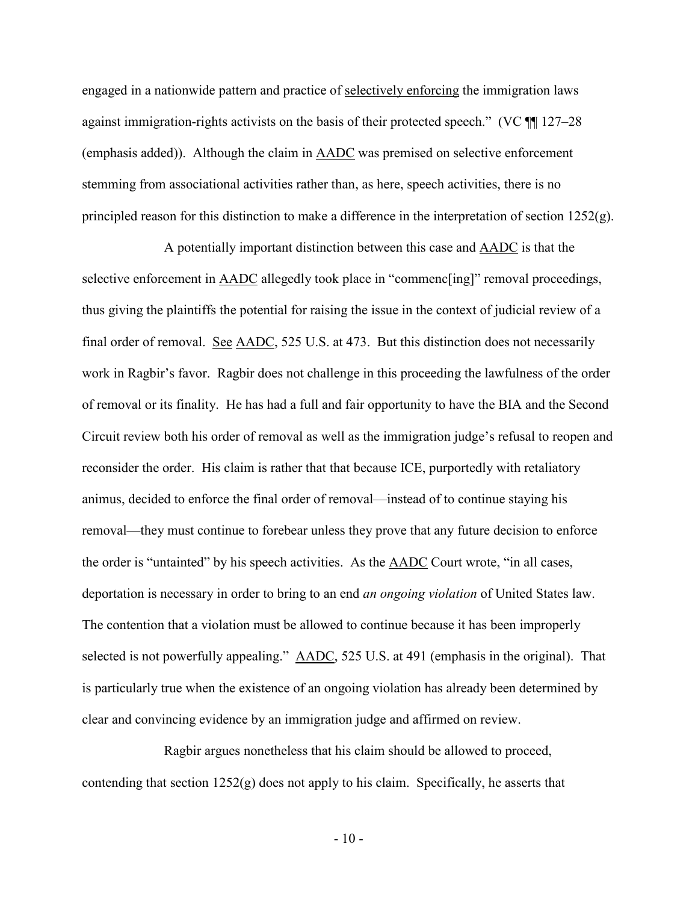engaged in a nationwide pattern and practice of selectively enforcing the immigration laws against immigration-rights activists on the basis of their protected speech." (VC ¶¶ 127–28 (emphasis added)). Although the claim in AADC was premised on selective enforcement stemming from associational activities rather than, as here, speech activities, there is no principled reason for this distinction to make a difference in the interpretation of section 1252(g).

A potentially important distinction between this case and AADC is that the selective enforcement in AADC allegedly took place in "commenc[ing]" removal proceedings, thus giving the plaintiffs the potential for raising the issue in the context of judicial review of a final order of removal. See AADC, 525 U.S. at 473. But this distinction does not necessarily work in Ragbir's favor. Ragbir does not challenge in this proceeding the lawfulness of the order of removal or its finality. He has had a full and fair opportunity to have the BIA and the Second Circuit review both his order of removal as well as the immigration judge's refusal to reopen and reconsider the order. His claim is rather that that because ICE, purportedly with retaliatory animus, decided to enforce the final order of removal—instead of to continue staying his removal—they must continue to forebear unless they prove that any future decision to enforce the order is "untainted" by his speech activities. As the AADC Court wrote, "in all cases, deportation is necessary in order to bring to an end *an ongoing violation* of United States law. The contention that a violation must be allowed to continue because it has been improperly selected is not powerfully appealing." AADC, 525 U.S. at 491 (emphasis in the original). That is particularly true when the existence of an ongoing violation has already been determined by clear and convincing evidence by an immigration judge and affirmed on review.

Ragbir argues nonetheless that his claim should be allowed to proceed, contending that section 1252(g) does not apply to his claim. Specifically, he asserts that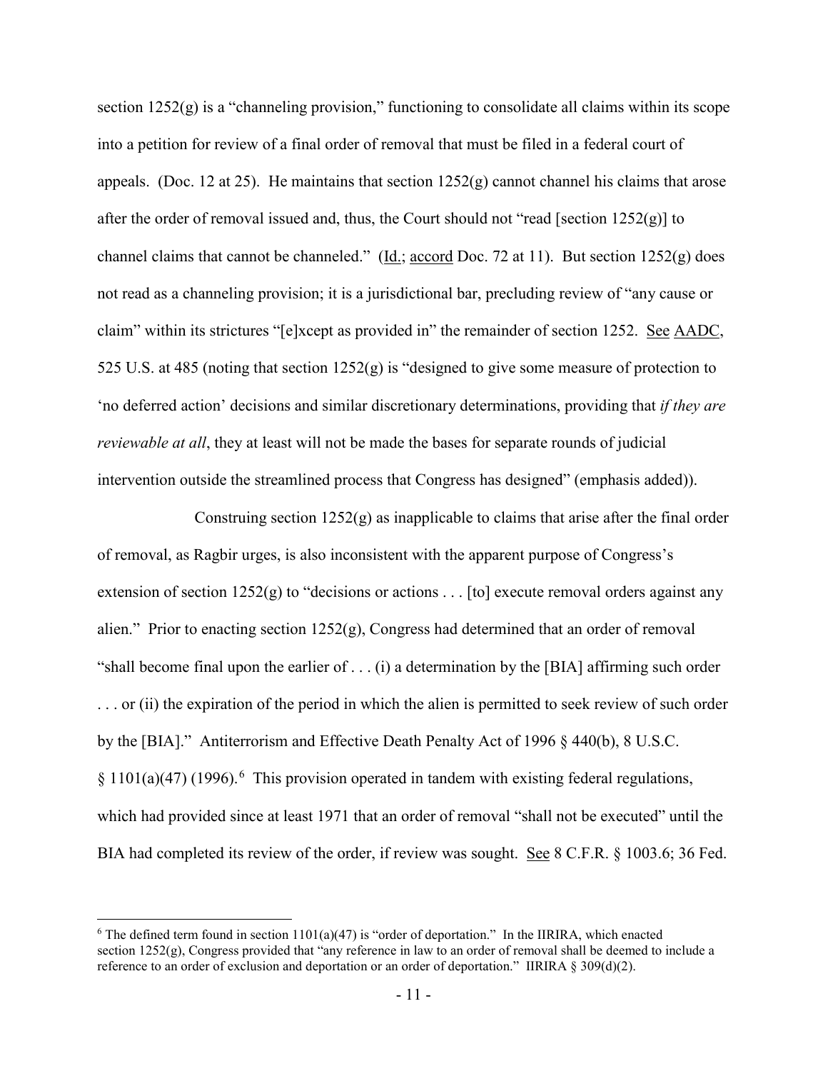section 1252(g) is a "channeling provision," functioning to consolidate all claims within its scope into a petition for review of a final order of removal that must be filed in a federal court of appeals. (Doc. 12 at 25). He maintains that section 1252(g) cannot channel his claims that arose after the order of removal issued and, thus, the Court should not "read [section 1252(g)] to channel claims that cannot be channeled." (Id.; accord Doc. 72 at 11). But section 1252(g) does not read as a channeling provision; it is a jurisdictional bar, precluding review of "any cause or claim" within its strictures "[e]xcept as provided in" the remainder of section 1252. See AADC, 525 U.S. at 485 (noting that section 1252(g) is "designed to give some measure of protection to 'no deferred action' decisions and similar discretionary determinations, providing that *if they are reviewable at all*, they at least will not be made the bases for separate rounds of judicial intervention outside the streamlined process that Congress has designed" (emphasis added)).

Construing section 1252(g) as inapplicable to claims that arise after the final order of removal, as Ragbir urges, is also inconsistent with the apparent purpose of Congress's extension of section 1252(g) to "decisions or actions . . . [to] execute removal orders against any alien." Prior to enacting section 1252(g), Congress had determined that an order of removal "shall become final upon the earlier of . . . (i) a determination by the [BIA] affirming such order . . . or (ii) the expiration of the period in which the alien is permitted to seek review of such order by the [BIA]." Antiterrorism and Effective Death Penalty Act of 1996 § 440(b), 8 U.S.C. § 1101(a)(47) (1996).[6] This provision operated in tandem with existing federal regulations, which had provided since at least 1971 that an order of removal "shall not be executed" until the BIA had completed its review of the order, if review was sought. See 8 C.F.R. § 1003.6; 36 Fed.

[6] The defined term found in section 1101(a)(47) is "order of deportation." In the IIRIRA, which enacted section 1252(g), Congress provided that "any reference in law to an order of removal shall be deemed to include a reference to an order of exclusion and deportation or an order of deportation." IIRIRA § 309(d)(2).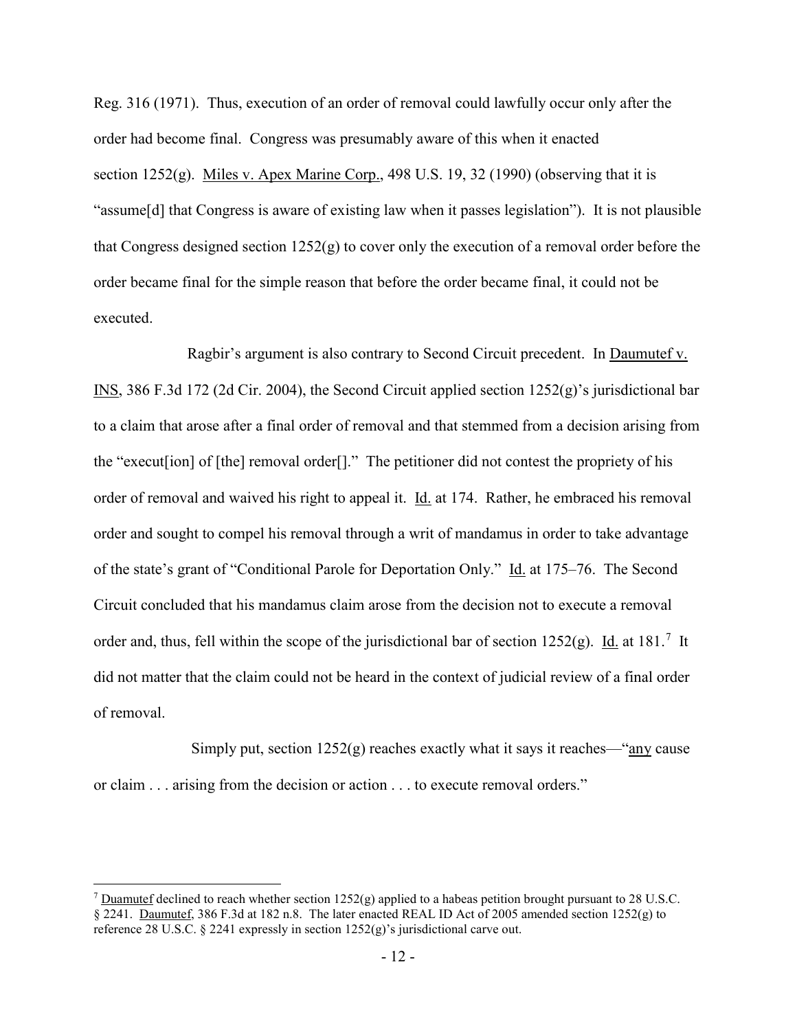Reg. 316 (1971). Thus, execution of an order of removal could lawfully occur only after the order had become final. Congress was presumably aware of this when it enacted section 1252(g). Miles v. Apex Marine Corp., 498 U.S. 19, 32 (1990) (observing that it is "assume[d] that Congress is aware of existing law when it passes legislation"). It is not plausible that Congress designed section 1252(g) to cover only the execution of a removal order before the order became final for the simple reason that before the order became final, it could not be executed.

Ragbir's argument is also contrary to Second Circuit precedent. In Daumutef v. INS, 386 F.3d 172 (2d Cir. 2004), the Second Circuit applied section 1252(g)'s jurisdictional bar to a claim that arose after a final order of removal and that stemmed from a decision arising from the "execut[ion] of [the] removal order[]." The petitioner did not contest the propriety of his order of removal and waived his right to appeal it. Id. at 174. Rather, he embraced his removal order and sought to compel his removal through a writ of mandamus in order to take advantage of the state's grant of "Conditional Parole for Deportation Only." Id. at 175–76. The Second Circuit concluded that his mandamus claim arose from the decision not to execute a removal order and, thus, fell within the scope of the jurisdictional bar of section 1252(g). Id. at 181.[7] It did not matter that the claim could not be heard in the context of judicial review of a final order of removal.

Simply put, section 1252(g) reaches exactly what it says it reaches—"any cause or claim . . . arising from the decision or action . . . to execute removal orders."

---

[7] Duamutef declined to reach whether section 1252(g) applied to a habeas petition brought pursuant to 28 U.S.C. § 2241. Daumutef, 386 F.3d at 182 n.8. The later enacted REAL ID Act of 2005 amended section 1252(g) to reference 28 U.S.C. § 2241 expressly in section 1252(g)'s jurisdictional carve out.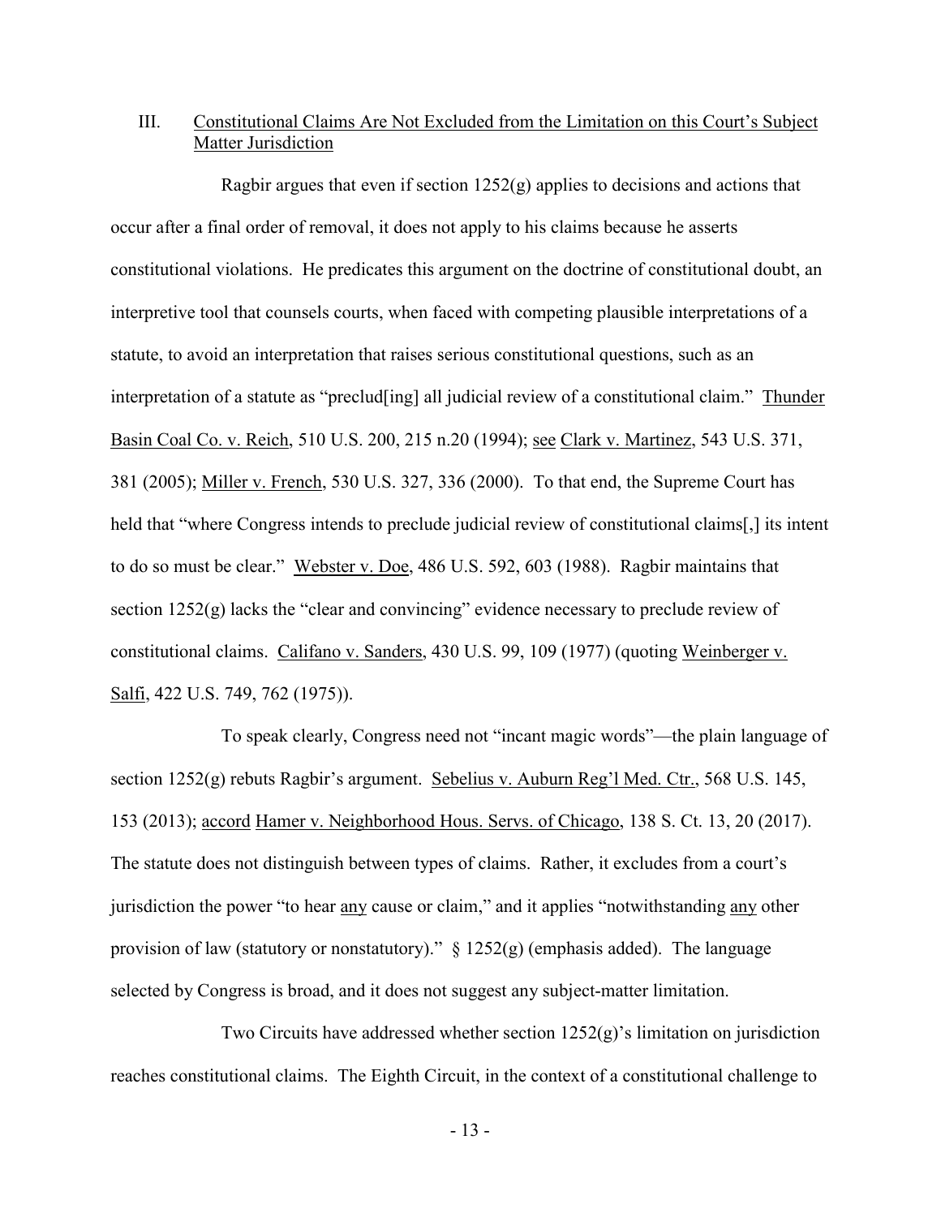## III. Constitutional Claims Are Not Excluded from the Limitation on this Court's Subject Matter Jurisdiction

Ragbir argues that even if section 1252(g) applies to decisions and actions that occur after a final order of removal, it does not apply to his claims because he asserts constitutional violations. He predicates this argument on the doctrine of constitutional doubt, an interpretive tool that counsels courts, when faced with competing plausible interpretations of a statute, to avoid an interpretation that raises serious constitutional questions, such as an interpretation of a statute as "preclud[ing] all judicial review of a constitutional claim." Thunder Basin Coal Co. v. Reich, 510 U.S. 200, 215 n.20 (1994); see Clark v. Martinez, 543 U.S. 371, 381 (2005); Miller v. French, 530 U.S. 327, 336 (2000). To that end, the Supreme Court has held that "where Congress intends to preclude judicial review of constitutional claims[,] its intent to do so must be clear." Webster v. Doe, 486 U.S. 592, 603 (1988). Ragbir maintains that section 1252(g) lacks the "clear and convincing" evidence necessary to preclude review of constitutional claims. Califano v. Sanders, 430 U.S. 99, 109 (1977) (quoting Weinberger v. Salfi, 422 U.S. 749, 762 (1975)).

To speak clearly, Congress need not "incant magic words"—the plain language of section 1252(g) rebuts Ragbir's argument. Sebelius v. Auburn Reg'l Med. Ctr., 568 U.S. 145, 153 (2013); accord Hamer v. Neighborhood Hous. Servs. of Chicago, 138 S. Ct. 13, 20 (2017). The statute does not distinguish between types of claims. Rather, it excludes from a court's jurisdiction the power "to hear any cause or claim," and it applies "notwithstanding any other provision of law (statutory or nonstatutory)." § 1252(g) (emphasis added). The language selected by Congress is broad, and it does not suggest any subject-matter limitation.

Two Circuits have addressed whether section 1252(g)'s limitation on jurisdiction reaches constitutional claims. The Eighth Circuit, in the context of a constitutional challenge to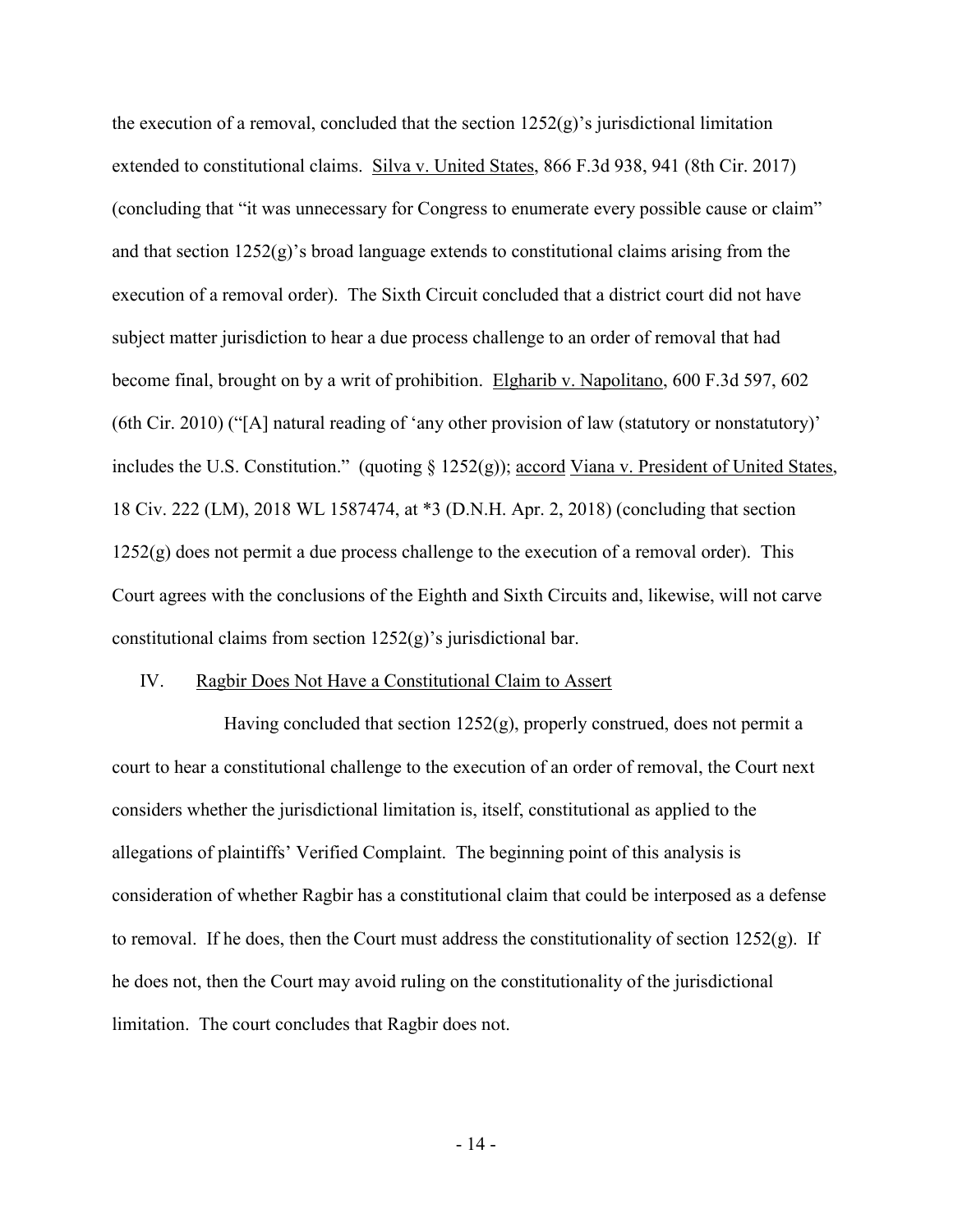the execution of a removal, concluded that the section 1252(g)'s jurisdictional limitation extended to constitutional claims. Silva v. United States, 866 F.3d 938, 941 (8th Cir. 2017) (concluding that "it was unnecessary for Congress to enumerate every possible cause or claim" and that section 1252(g)'s broad language extends to constitutional claims arising from the execution of a removal order). The Sixth Circuit concluded that a district court did not have subject matter jurisdiction to hear a due process challenge to an order of removal that had become final, brought on by a writ of prohibition. Elgharib v. Napolitano, 600 F.3d 597, 602 (6th Cir. 2010) ("[A] natural reading of 'any other provision of law (statutory or nonstatutory)' includes the U.S. Constitution." (quoting § 1252(g)); accord Viana v. President of United States, 18 Civ. 222 (LM), 2018 WL 1587474, at *3 (D.N.H. Apr. 2, 2018) (concluding that section 1252(g) does not permit a due process challenge to the execution of a removal order). This Court agrees with the conclusions of the Eighth and Sixth Circuits and, likewise, will not carve constitutional claims from section 1252(g)'s jurisdictional bar.

## IV. Ragbir Does Not Have a Constitutional Claim to Assert

Having concluded that section 1252(g), properly construed, does not permit a court to hear a constitutional challenge to the execution of an order of removal, the Court next considers whether the jurisdictional limitation is, itself, constitutional as applied to the allegations of plaintiffs' Verified Complaint. The beginning point of this analysis is consideration of whether Ragbir has a constitutional claim that could be interposed as a defense to removal. If he does, then the Court must address the constitutionality of section 1252(g). If he does not, then the Court may avoid ruling on the constitutionality of the jurisdictional limitation. The court concludes that Ragbir does not.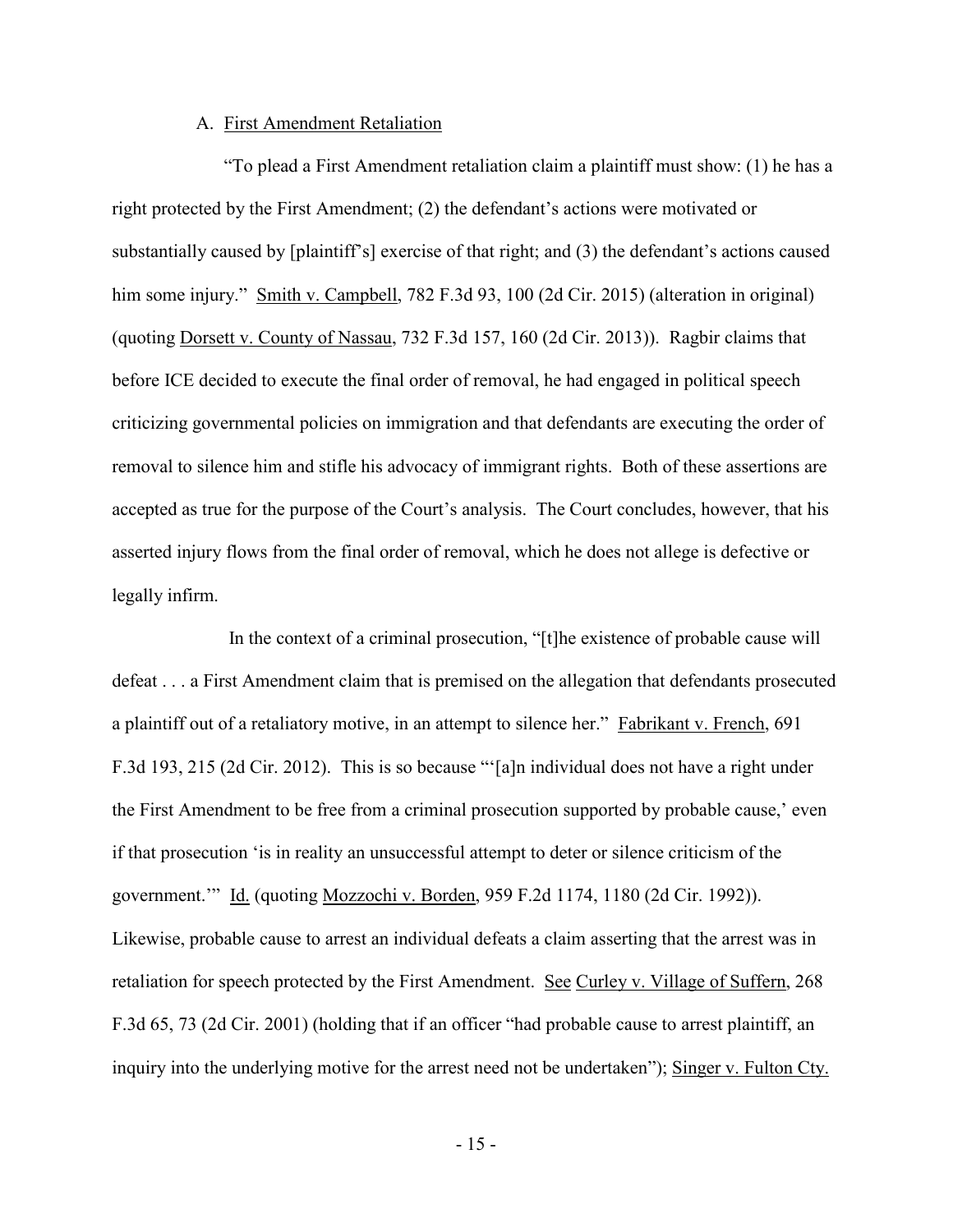### A. First Amendment Retaliation

"To plead a First Amendment retaliation claim a plaintiff must show: (1) he has a right protected by the First Amendment; (2) the defendant's actions were motivated or substantially caused by [plaintiff's] exercise of that right; and (3) the defendant's actions caused him some injury." Smith v. Campbell, 782 F.3d 93, 100 (2d Cir. 2015) (alteration in original) (quoting Dorsett v. County of Nassau, 732 F.3d 157, 160 (2d Cir. 2013)). Ragbir claims that before ICE decided to execute the final order of removal, he had engaged in political speech criticizing governmental policies on immigration and that defendants are executing the order of removal to silence him and stifle his advocacy of immigrant rights. Both of these assertions are accepted as true for the purpose of the Court's analysis. The Court concludes, however, that his asserted injury flows from the final order of removal, which he does not allege is defective or legally infirm.

In the context of a criminal prosecution, "[t]he existence of probable cause will defeat . . . a First Amendment claim that is premised on the allegation that defendants prosecuted a plaintiff out of a retaliatory motive, in an attempt to silence her." Fabrikant v. French, 691 F.3d 193, 215 (2d Cir. 2012). This is so because "'[a]n individual does not have a right under the First Amendment to be free from a criminal prosecution supported by probable cause,' even if that prosecution 'is in reality an unsuccessful attempt to deter or silence criticism of the government.'" Id. (quoting Mozzochi v. Borden, 959 F.2d 1174, 1180 (2d Cir. 1992)). Likewise, probable cause to arrest an individual defeats a claim asserting that the arrest was in retaliation for speech protected by the First Amendment. See Curley v. Village of Suffern, 268 F.3d 65, 73 (2d Cir. 2001) (holding that if an officer "had probable cause to arrest plaintiff, an inquiry into the underlying motive for the arrest need not be undertaken"); Singer v. Fulton Cty.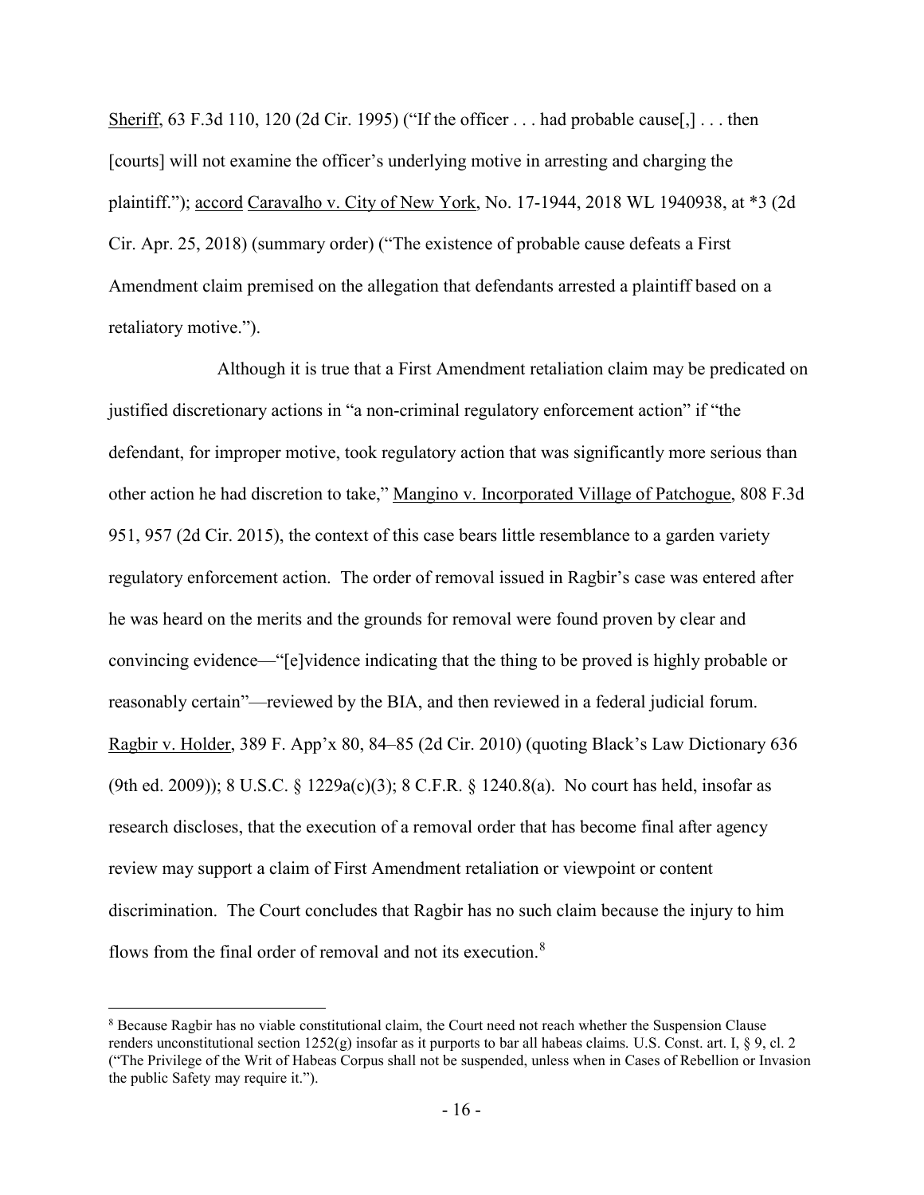Sheriff, 63 F.3d 110, 120 (2d Cir. 1995) ("If the officer . . . had probable cause[,] . . . then [courts] will not examine the officer's underlying motive in arresting and charging the plaintiff."); accord Caravalho v. City of New York, No. 17-1944, 2018 WL 1940938, at *3 (2d Cir. Apr. 25, 2018) (summary order) ("The existence of probable cause defeats a First Amendment claim premised on the allegation that defendants arrested a plaintiff based on a retaliatory motive.").

Although it is true that a First Amendment retaliation claim may be predicated on justified discretionary actions in "a non-criminal regulatory enforcement action" if "the defendant, for improper motive, took regulatory action that was significantly more serious than other action he had discretion to take," Mangino v. Incorporated Village of Patchogue, 808 F.3d 951, 957 (2d Cir. 2015), the context of this case bears little resemblance to a garden variety regulatory enforcement action. The order of removal issued in Ragbir's case was entered after he was heard on the merits and the grounds for removal were found proven by clear and convincing evidence—"[e]vidence indicating that the thing to be proved is highly probable or reasonably certain"—reviewed by the BIA, and then reviewed in a federal judicial forum. Ragbir v. Holder, 389 F. App'x 80, 84–85 (2d Cir. 2010) (quoting Black's Law Dictionary 636 (9th ed. 2009)); 8 U.S.C. § 1229a(c)(3); 8 C.F.R. § 1240.8(a). No court has held, insofar as research discloses, that the execution of a removal order that has become final after agency review may support a claim of First Amendment retaliation or viewpoint or content discrimination. The Court concludes that Ragbir has no such claim because the injury to him flows from the final order of removal and not its execution.[8]

[8] Because Ragbir has no viable constitutional claim, the Court need not reach whether the Suspension Clause renders unconstitutional section 1252(g) insofar as it purports to bar all habeas claims. U.S. Const. art. I, § 9, cl. 2 ("The Privilege of the Writ of Habeas Corpus shall not be suspended, unless when in Cases of Rebellion or Invasion the public Safety may require it.").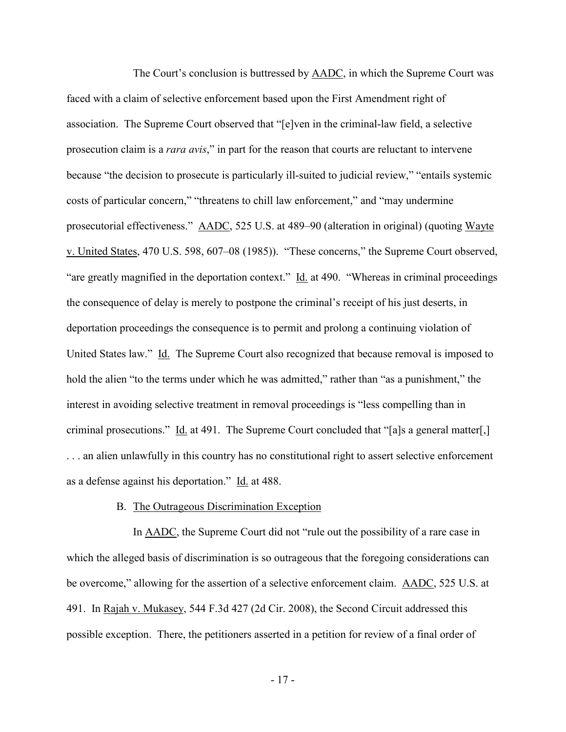The Court's conclusion is buttressed by AADC, in which the Supreme Court was faced with a claim of selective enforcement based upon the First Amendment right of association. The Supreme Court observed that "[e]ven in the criminal-law field, a selective prosecution claim is a *rara avis*," in part for the reason that courts are reluctant to intervene because "the decision to prosecute is particularly ill-suited to judicial review," "entails systemic costs of particular concern," "threatens to chill law enforcement," and "may undermine prosecutorial effectiveness." AADC, 525 U.S. at 489–90 (alteration in original) (quoting Wayte v. United States, 470 U.S. 598, 607–08 (1985)). "These concerns," the Supreme Court observed, "are greatly magnified in the deportation context." Id. at 490. "Whereas in criminal proceedings the consequence of delay is merely to postpone the criminal's receipt of his just deserts, in deportation proceedings the consequence is to permit and prolong a continuing violation of United States law." Id. The Supreme Court also recognized that because removal is imposed to hold the alien "to the terms under which he was admitted," rather than "as a punishment," the interest in avoiding selective treatment in removal proceedings is "less compelling than in criminal prosecutions." Id. at 491. The Supreme Court concluded that "[a]s a general matter[,] . . . an alien unlawfully in this country has no constitutional right to assert selective enforcement as a defense against his deportation." Id. at 488.

### B. The Outrageous Discrimination Exception

In AADC, the Supreme Court did not "rule out the possibility of a rare case in which the alleged basis of discrimination is so outrageous that the foregoing considerations can be overcome," allowing for the assertion of a selective enforcement claim. AADC, 525 U.S. at 491. In Rajah v. Mukasey, 544 F.3d 427 (2d Cir. 2008), the Second Circuit addressed this possible exception. There, the petitioners asserted in a petition for review of a final order of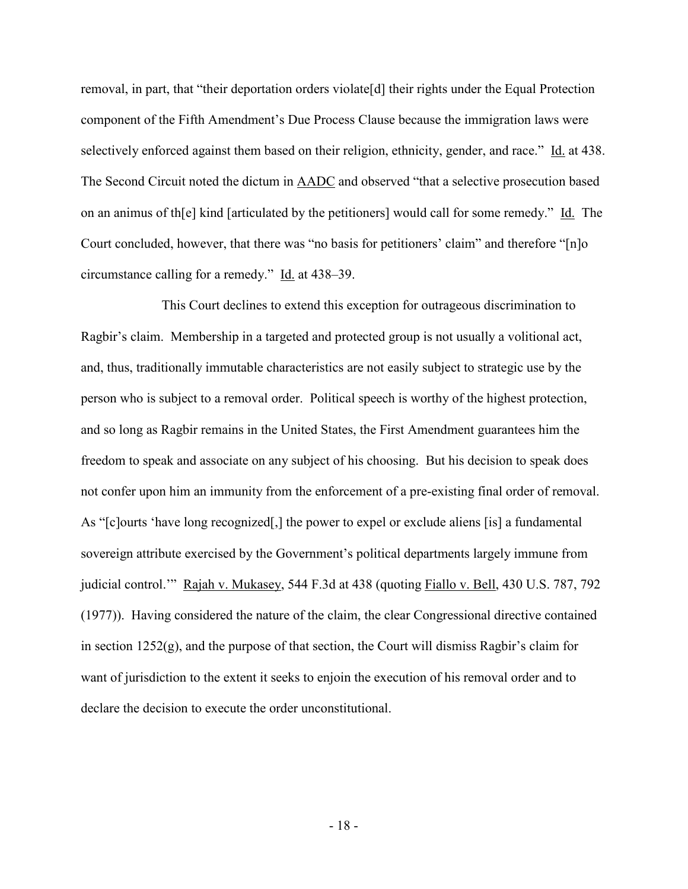removal, in part, that "their deportation orders violate[d] their rights under the Equal Protection component of the Fifth Amendment's Due Process Clause because the immigration laws were selectively enforced against them based on their religion, ethnicity, gender, and race." Id. at 438. The Second Circuit noted the dictum in AADC and observed "that a selective prosecution based on an animus of th[e] kind [articulated by the petitioners] would call for some remedy." Id. The Court concluded, however, that there was "no basis for petitioners' claim" and therefore "[n]o circumstance calling for a remedy." Id. at 438–39.

This Court declines to extend this exception for outrageous discrimination to Ragbir's claim. Membership in a targeted and protected group is not usually a volitional act, and, thus, traditionally immutable characteristics are not easily subject to strategic use by the person who is subject to a removal order. Political speech is worthy of the highest protection, and so long as Ragbir remains in the United States, the First Amendment guarantees him the freedom to speak and associate on any subject of his choosing. But his decision to speak does not confer upon him an immunity from the enforcement of a pre-existing final order of removal. As "[c]ourts 'have long recognized[,] the power to expel or exclude aliens [is] a fundamental sovereign attribute exercised by the Government's political departments largely immune from judicial control.'" Rajah v. Mukasey, 544 F.3d at 438 (quoting Fiallo v. Bell, 430 U.S. 787, 792 (1977)). Having considered the nature of the claim, the clear Congressional directive contained in section 1252(g), and the purpose of that section, the Court will dismiss Ragbir's claim for want of jurisdiction to the extent it seeks to enjoin the execution of his removal order and to declare the decision to execute the order unconstitutional.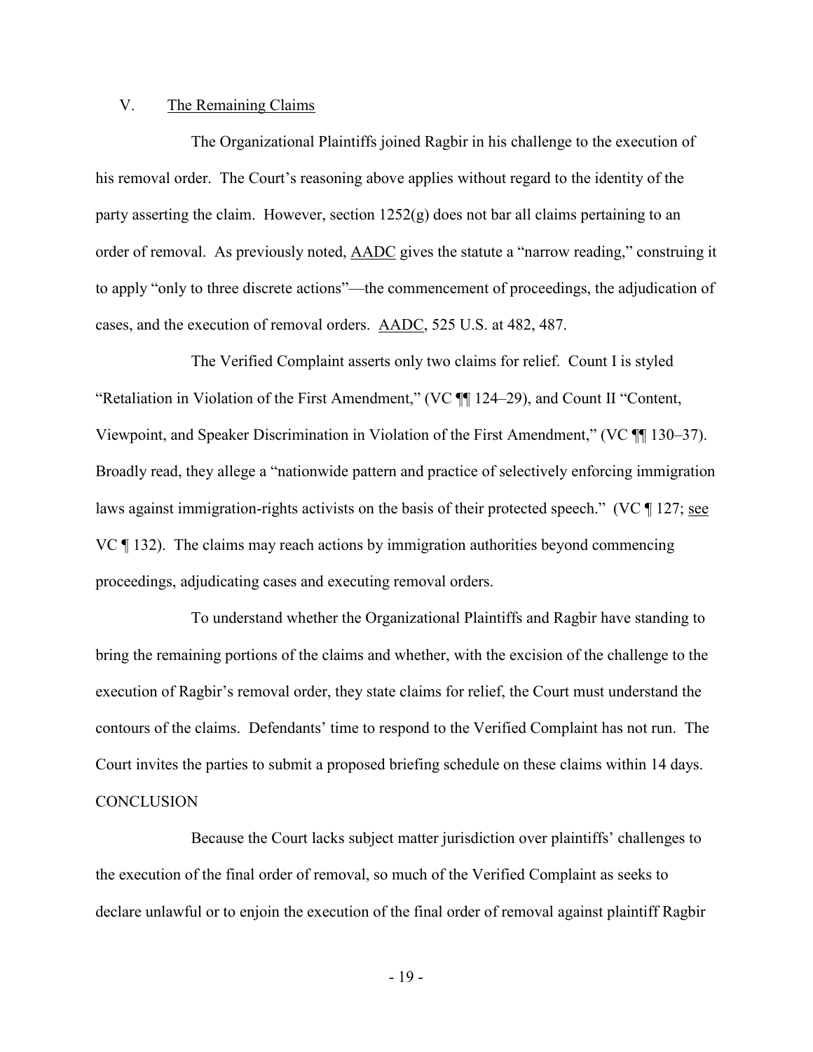## V. The Remaining Claims

The Organizational Plaintiffs joined Ragbir in his challenge to the execution of his removal order. The Court's reasoning above applies without regard to the identity of the party asserting the claim. However, section 1252(g) does not bar all claims pertaining to an order of removal. As previously noted, AADC gives the statute a "narrow reading," construing it to apply "only to three discrete actions"—the commencement of proceedings, the adjudication of cases, and the execution of removal orders. AADC, 525 U.S. at 482, 487.

The Verified Complaint asserts only two claims for relief. Count I is styled "Retaliation in Violation of the First Amendment," (VC ¶¶ 124–29), and Count II "Content, Viewpoint, and Speaker Discrimination in Violation of the First Amendment," (VC ¶¶ 130–37). Broadly read, they allege a "nationwide pattern and practice of selectively enforcing immigration laws against immigration-rights activists on the basis of their protected speech." (VC ¶ 127; see VC ¶ 132). The claims may reach actions by immigration authorities beyond commencing proceedings, adjudicating cases and executing removal orders.

To understand whether the Organizational Plaintiffs and Ragbir have standing to bring the remaining portions of the claims and whether, with the excision of the challenge to the execution of Ragbir's removal order, they state claims for relief, the Court must understand the contours of the claims. Defendants' time to respond to the Verified Complaint has not run. The Court invites the parties to submit a proposed briefing schedule on these claims within 14 days.

## CONCLUSION

Because the Court lacks subject matter jurisdiction over plaintiffs' challenges to the execution of the final order of removal, so much of the Verified Complaint as seeks to declare unlawful or to enjoin the execution of the final order of removal against plaintiff Ragbir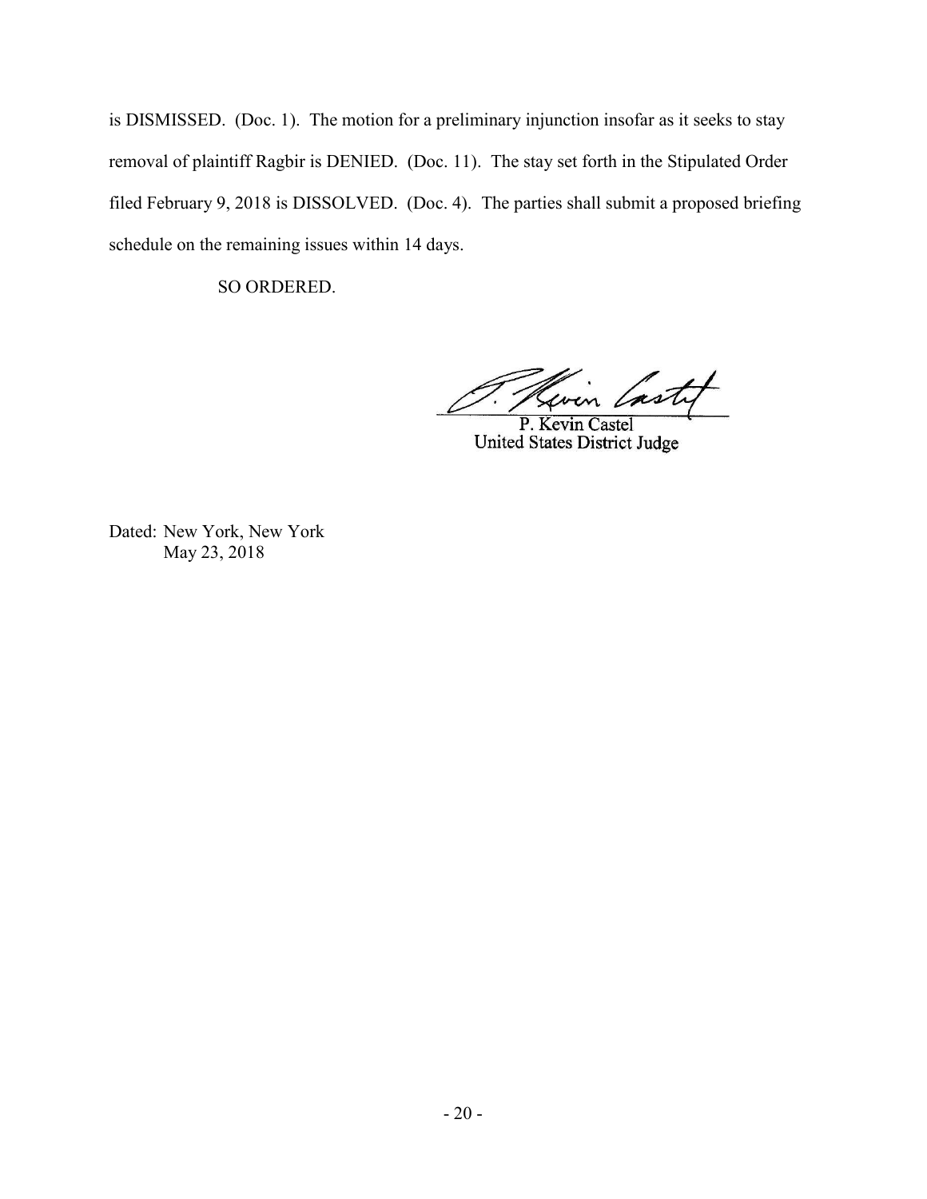is DISMISSED. (Doc. 1). The motion for a preliminary injunction insofar as it seeks to stay removal of plaintiff Ragbir is DENIED. (Doc. 11). The stay set forth in the Stipulated Order filed February 9, 2018 is DISSOLVED. (Doc. 4). The parties shall submit a proposed briefing schedule on the remaining issues within 14 days.

SO ORDERED.

P. Kevin Castel
United States District Judge

Dated: New York, New York
May 23, 2018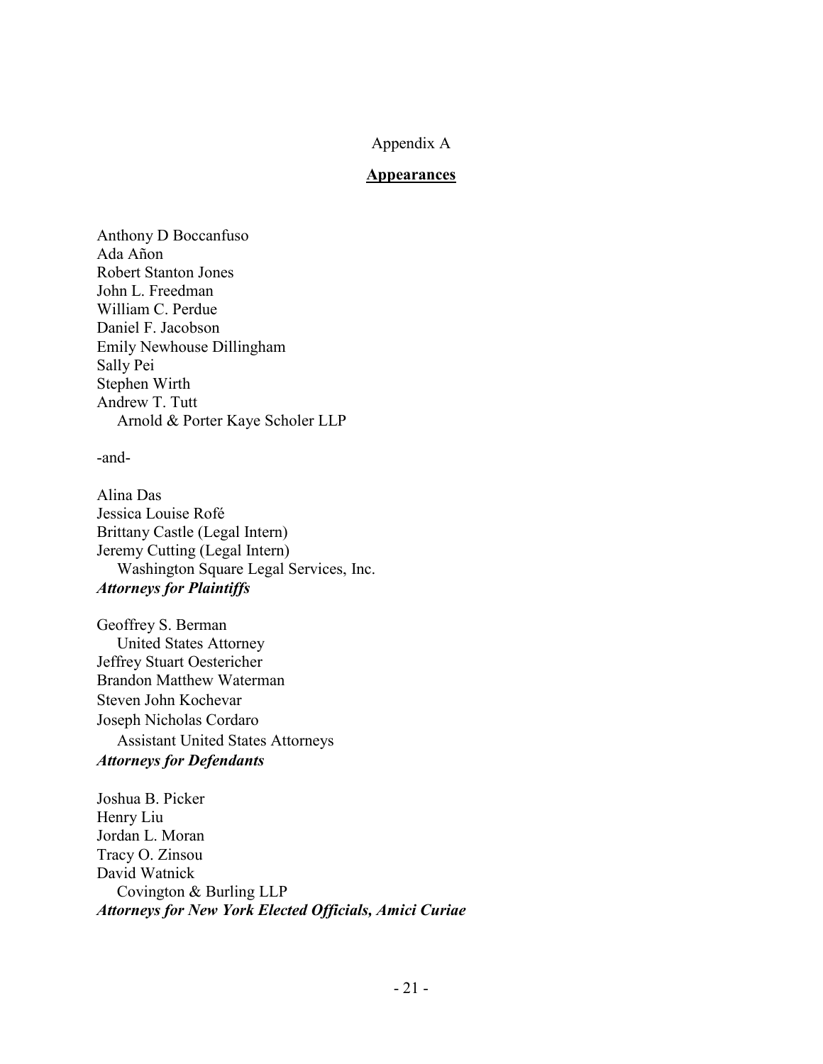Appendix A

**Appearances**

Anthony D Boccanfuso
Ada Añon
Robert Stanton Jones
John L. Freedman
William C. Perdue
Daniel F. Jacobson
Emily Newhouse Dillingham
Sally Pei
Stephen Wirth
Andrew T. Tutt
  Arnold & Porter Kaye Scholer LLP

-and-

Alina Das
Jessica Louise Rofé
Brittany Castle (Legal Intern)
Jeremy Cutting (Legal Intern)
  Washington Square Legal Services, Inc.
***Attorneys for Plaintiffs***

Geoffrey S. Berman
  United States Attorney
Jeffrey Stuart Oestericher
Brandon Matthew Waterman
Steven John Kochevar
Joseph Nicholas Cordaro
  Assistant United States Attorneys
***Attorneys for Defendants***

Joshua B. Picker
Henry Liu
Jordan L. Moran
Tracy O. Zinsou
David Watnick
  Covington & Burling LLP
***Attorneys for New York Elected Officials, Amici Curiae***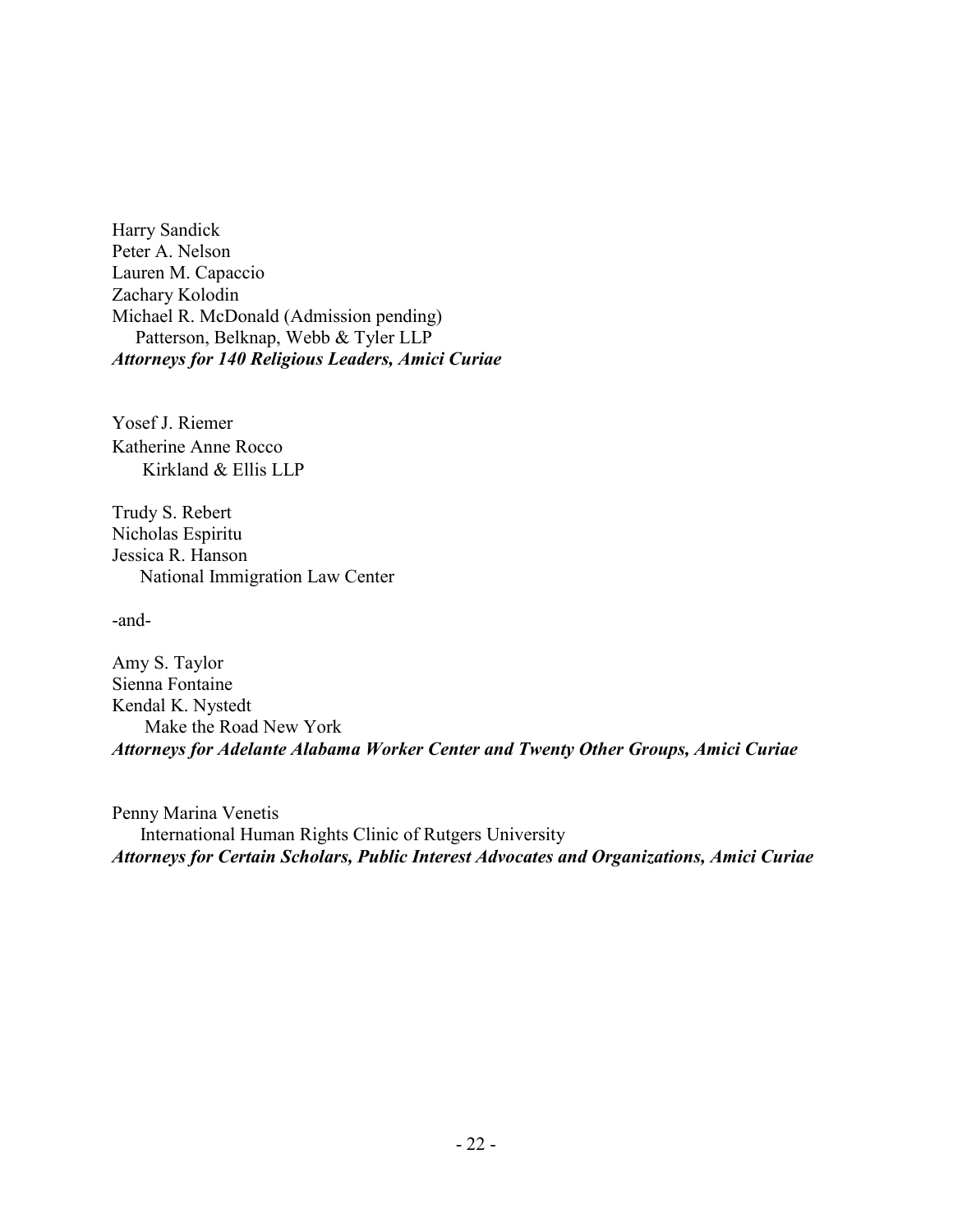Harry Sandick
Peter A. Nelson
Lauren M. Capaccio
Zachary Kolodin
Michael R. McDonald (Admission pending)
Patterson, Belknap, Webb & Tyler LLP
***Attorneys for 140 Religious Leaders, Amici Curiae***

Yosef J. Riemer
Katherine Anne Rocco
Kirkland & Ellis LLP

Trudy S. Rebert
Nicholas Espiritu
Jessica R. Hanson
National Immigration Law Center

-and-

Amy S. Taylor
Sienna Fontaine
Kendal K. Nystedt
Make the Road New York
***Attorneys for Adelante Alabama Worker Center and Twenty Other Groups, Amici Curiae***

Penny Marina Venetis
International Human Rights Clinic of Rutgers University
***Attorneys for Certain Scholars, Public Interest Advocates and Organizations, Amici Curiae***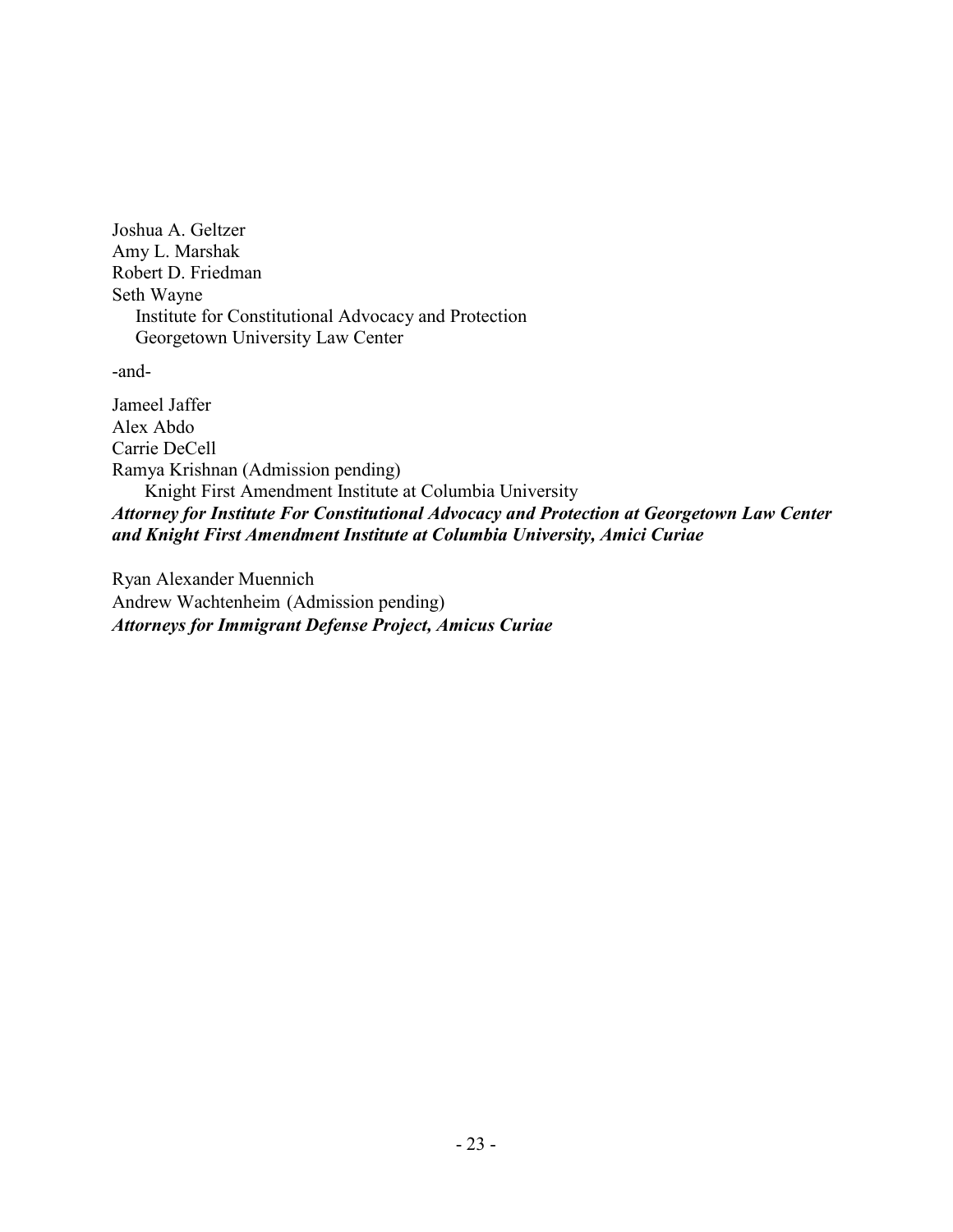Joshua A. Geltzer
Amy L. Marshak
Robert D. Friedman
Seth Wayne
Institute for Constitutional Advocacy and Protection
Georgetown University Law Center

-and-

Jameel Jaffer
Alex Abdo
Carrie DeCell
Ramya Krishnan (Admission pending)
Knight First Amendment Institute at Columbia University
***Attorney for Institute For Constitutional Advocacy and Protection at Georgetown Law Center and Knight First Amendment Institute at Columbia University, Amici Curiae***

Ryan Alexander Muennich
Andrew Wachtenheim (Admission pending)
***Attorneys for Immigrant Defense Project, Amicus Curiae***